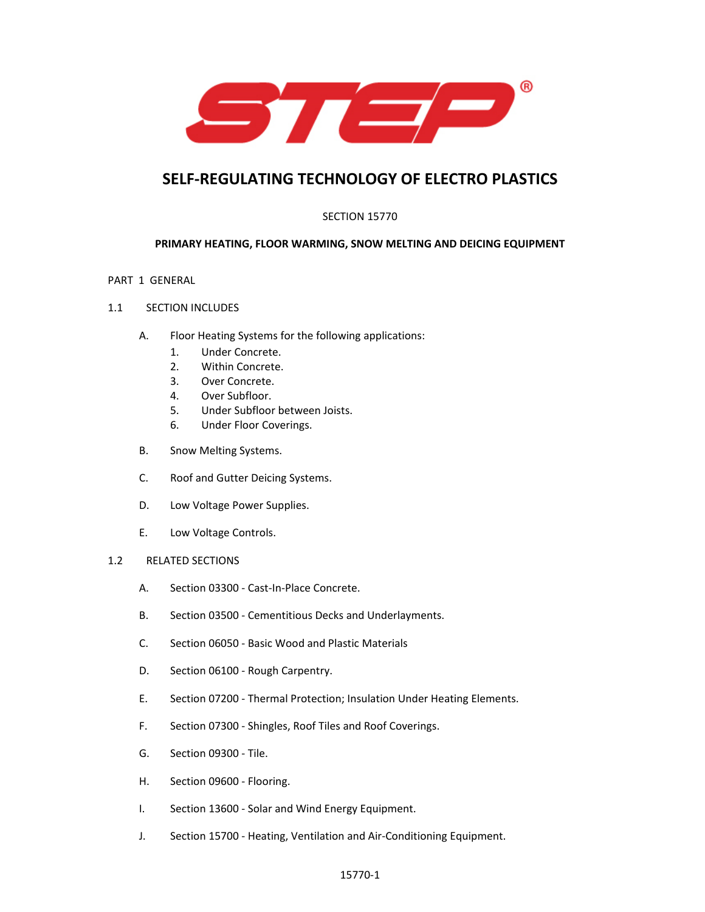# STEP®

## SELF-REGULATING TECHNOLOGY OF ELECTRO PLASTICS

SECTION 15770

**PRIMARY HEATING, FLOOR WARMING, SNOW MELTING AND DEICING EQUIPMENT**

PART 1 GENERAL

1.1 SECTION INCLUDES

A. Floor Heating Systems for the following applications:
   1. Under Concrete.
   2. Within Concrete.
   3. Over Concrete.
   4. Over Subfloor.
   5. Under Subfloor between Joists.
   6. Under Floor Coverings.

B. Snow Melting Systems.

C. Roof and Gutter Deicing Systems.

D. Low Voltage Power Supplies.

E. Low Voltage Controls.

1.2 RELATED SECTIONS

A. Section 03300 - Cast-In-Place Concrete.

B. Section 03500 - Cementitious Decks and Underlayments.

C. Section 06050 - Basic Wood and Plastic Materials

D. Section 06100 - Rough Carpentry.

E. Section 07200 - Thermal Protection; Insulation Under Heating Elements.

F. Section 07300 - Shingles, Roof Tiles and Roof Coverings.

G. Section 09300 - Tile.

H. Section 09600 - Flooring.

I. Section 13600 - Solar and Wind Energy Equipment.

J. Section 15700 - Heating, Ventilation and Air-Conditioning Equipment.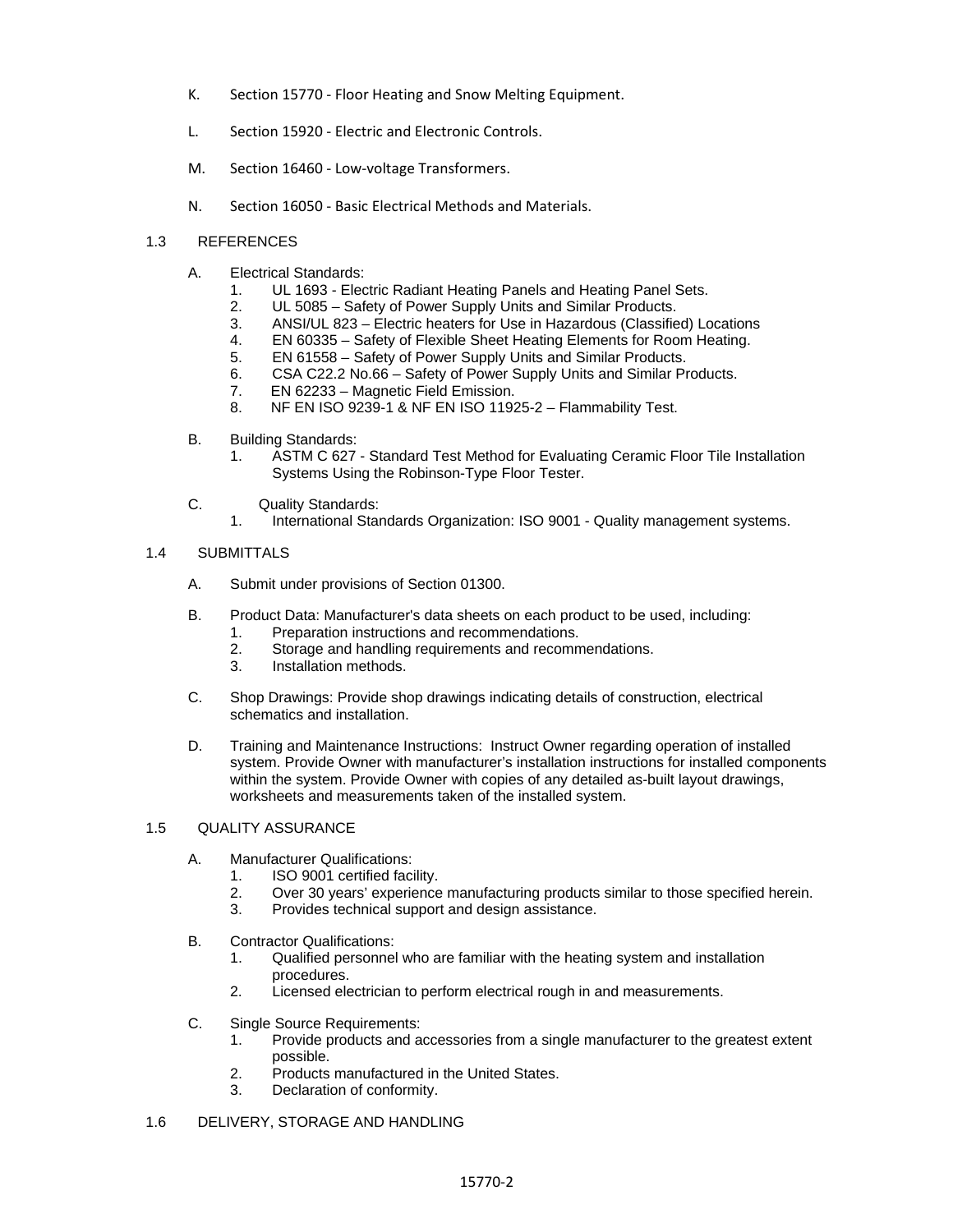K. Section 15770 - Floor Heating and Snow Melting Equipment.

L. Section 15920 - Electric and Electronic Controls.

M. Section 16460 - Low-voltage Transformers.

N. Section 16050 - Basic Electrical Methods and Materials.

## 1.3 REFERENCES

A. Electrical Standards:

1. UL 1693 - Electric Radiant Heating Panels and Heating Panel Sets.
2. UL 5085 – Safety of Power Supply Units and Similar Products.
3. ANSI/UL 823 – Electric heaters for Use in Hazardous (Classified) Locations
4. EN 60335 – Safety of Flexible Sheet Heating Elements for Room Heating.
5. EN 61558 – Safety of Power Supply Units and Similar Products.
6. CSA C22.2 No.66 – Safety of Power Supply Units and Similar Products.
7. EN 62233 – Magnetic Field Emission.
8. NF EN ISO 9239-1 & NF EN ISO 11925-2 – Flammability Test.

B. Building Standards:

1. ASTM C 627 - Standard Test Method for Evaluating Ceramic Floor Tile Installation Systems Using the Robinson-Type Floor Tester.

C. Quality Standards:

1. International Standards Organization: ISO 9001 - Quality management systems.

## 1.4 SUBMITTALS

A. Submit under provisions of Section 01300.

B. Product Data: Manufacturer's data sheets on each product to be used, including:

1. Preparation instructions and recommendations.
2. Storage and handling requirements and recommendations.
3. Installation methods.

C. Shop Drawings: Provide shop drawings indicating details of construction, electrical schematics and installation.

D. Training and Maintenance Instructions: Instruct Owner regarding operation of installed system. Provide Owner with manufacturer's installation instructions for installed components within the system. Provide Owner with copies of any detailed as-built layout drawings, worksheets and measurements taken of the installed system.

## 1.5 QUALITY ASSURANCE

A. Manufacturer Qualifications:

1. ISO 9001 certified facility.
2. Over 30 years' experience manufacturing products similar to those specified herein.
3. Provides technical support and design assistance.

B. Contractor Qualifications:

1. Qualified personnel who are familiar with the heating system and installation procedures.
2. Licensed electrician to perform electrical rough in and measurements.

C. Single Source Requirements:

1. Provide products and accessories from a single manufacturer to the greatest extent possible.
2. Products manufactured in the United States.
3. Declaration of conformity.

## 1.6 DELIVERY, STORAGE AND HANDLING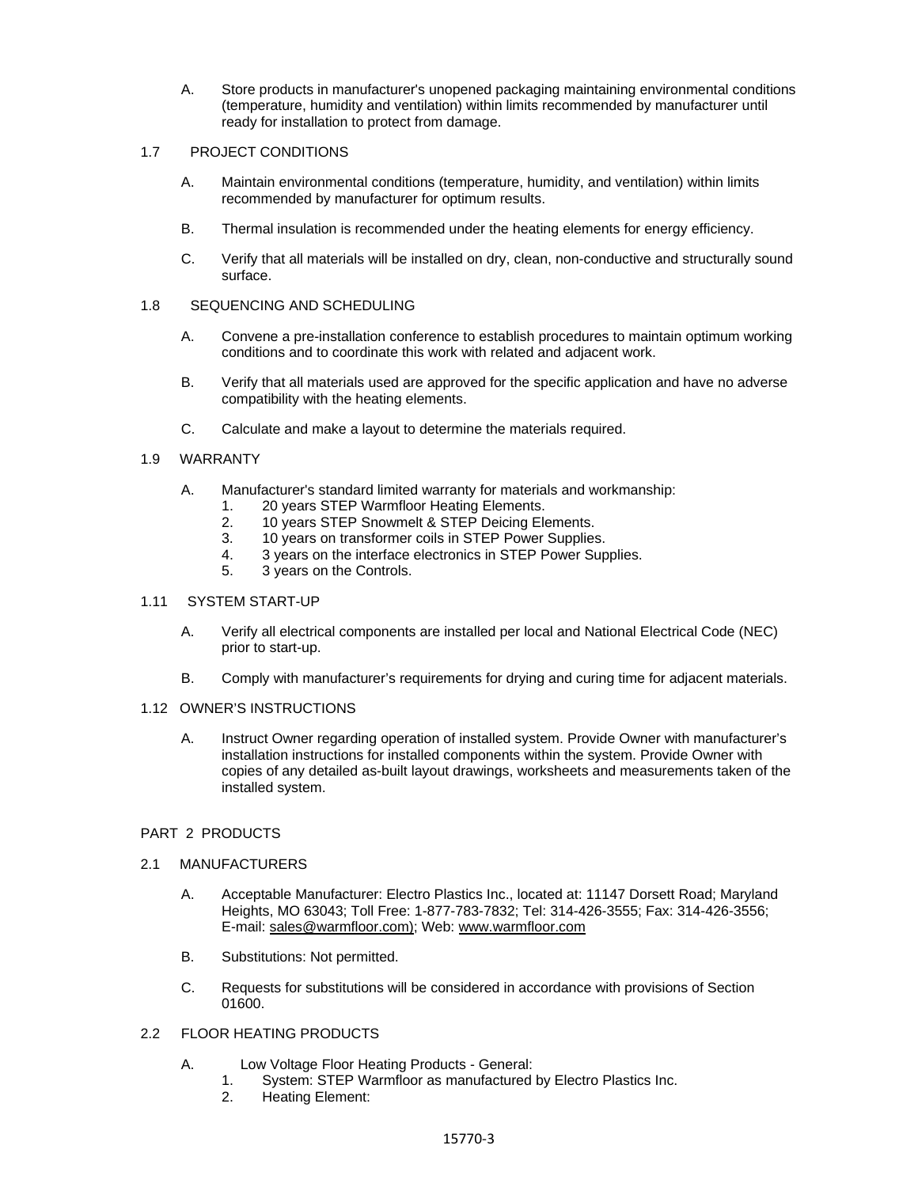A. Store products in manufacturer's unopened packaging maintaining environmental conditions (temperature, humidity and ventilation) within limits recommended by manufacturer until ready for installation to protect from damage.

## 1.7 PROJECT CONDITIONS

A. Maintain environmental conditions (temperature, humidity, and ventilation) within limits recommended by manufacturer for optimum results.

B. Thermal insulation is recommended under the heating elements for energy efficiency.

C. Verify that all materials will be installed on dry, clean, non-conductive and structurally sound surface.

## 1.8 SEQUENCING AND SCHEDULING

A. Convene a pre-installation conference to establish procedures to maintain optimum working conditions and to coordinate this work with related and adjacent work.

B. Verify that all materials used are approved for the specific application and have no adverse compatibility with the heating elements.

C. Calculate and make a layout to determine the materials required.

## 1.9 WARRANTY

A. Manufacturer's standard limited warranty for materials and workmanship:
   1. 20 years STEP Warmfloor Heating Elements.
   2. 10 years STEP Snowmelt & STEP Deicing Elements.
   3. 10 years on transformer coils in STEP Power Supplies.
   4. 3 years on the interface electronics in STEP Power Supplies.
   5. 3 years on the Controls.

## 1.11 SYSTEM START-UP

A. Verify all electrical components are installed per local and National Electrical Code (NEC) prior to start-up.

B. Comply with manufacturer's requirements for drying and curing time for adjacent materials.

## 1.12 OWNER'S INSTRUCTIONS

A. Instruct Owner regarding operation of installed system. Provide Owner with manufacturer's installation instructions for installed components within the system. Provide Owner with copies of any detailed as-built layout drawings, worksheets and measurements taken of the installed system.

# PART 2 PRODUCTS

## 2.1 MANUFACTURERS

A. Acceptable Manufacturer: Electro Plastics Inc., located at: 11147 Dorsett Road; Maryland Heights, MO 63043; Toll Free: 1-877-783-7832; Tel: 314-426-3555; Fax: 314-426-3556; E-mail: sales@warmfloor.com); Web: www.warmfloor.com

B. Substitutions: Not permitted.

C. Requests for substitutions will be considered in accordance with provisions of Section 01600.

## 2.2 FLOOR HEATING PRODUCTS

A. Low Voltage Floor Heating Products - General:
   1. System: STEP Warmfloor as manufactured by Electro Plastics Inc.
   2. Heating Element: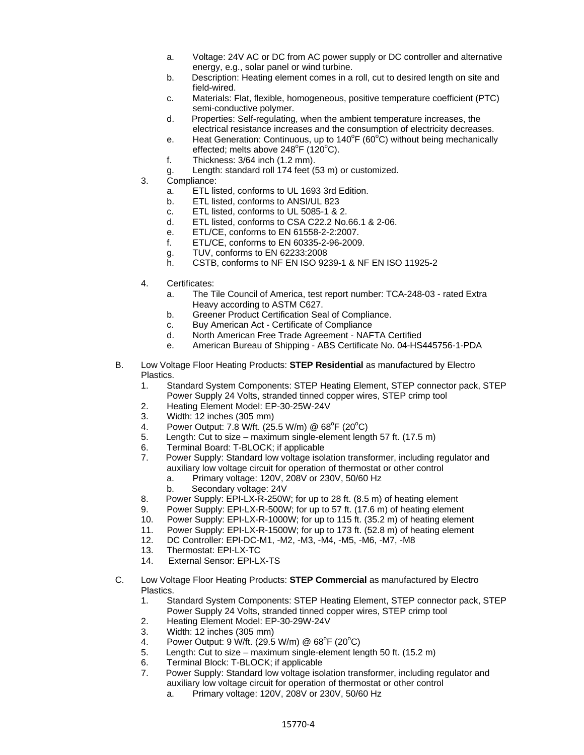a. Voltage: 24V AC or DC from AC power supply or DC controller and alternative energy, e.g., solar panel or wind turbine.
b. Description: Heating element comes in a roll, cut to desired length on site and field-wired.
c. Materials: Flat, flexible, homogeneous, positive temperature coefficient (PTC) semi-conductive polymer.
d. Properties: Self-regulating, when the ambient temperature increases, the electrical resistance increases and the consumption of electricity decreases.
e. Heat Generation: Continuous, up to 140$^o$F (60$^o$C) without being mechanically effected; melts above 248$^o$F (120$^o$C).
f. Thickness: 3/64 inch (1.2 mm).
g. Length: standard roll 174 feet (53 m) or customized.

3. Compliance:
   a. ETL listed, conforms to UL 1693 3rd Edition.
   b. ETL listed, conforms to ANSI/UL 823
   c. ETL listed, conforms to UL 5085-1 & 2.
   d. ETL listed, conforms to CSA C22.2 No.66.1 & 2-06.
   e. ETL/CE, conforms to EN 61558-2-2:2007.
   f. ETL/CE, conforms to EN 60335-2-96-2009.
   g. TUV, conforms to EN 62233:2008
   h. CSTB, conforms to NF EN ISO 9239-1 & NF EN ISO 11925-2

4. Certificates:
   a. The Tile Council of America, test report number: TCA-248-03 - rated Extra Heavy according to ASTM C627.
   b. Greener Product Certification Seal of Compliance.
   c. Buy American Act - Certificate of Compliance
   d. North American Free Trade Agreement - NAFTA Certified
   e. American Bureau of Shipping - ABS Certificate No. 04-HS445756-1-PDA

B. Low Voltage Floor Heating Products: **STEP Residential** as manufactured by Electro Plastics.
   1. Standard System Components: STEP Heating Element, STEP connector pack, STEP Power Supply 24 Volts, stranded tinned copper wires, STEP crimp tool
   2. Heating Element Model: EP-30-25W-24V
   3. Width: 12 inches (305 mm)
   4. Power Output: 7.8 W/ft. (25.5 W/m) @ 68$^o$F (20$^o$C)
   5. Length: Cut to size – maximum single-element length 57 ft. (17.5 m)
   6. Terminal Board: T-BLOCK; if applicable
   7. Power Supply: Standard low voltage isolation transformer, including regulator and auxiliary low voltage circuit for operation of thermostat or other control
      a. Primary voltage: 120V, 208V or 230V, 50/60 Hz
      b. Secondary voltage: 24V
   8. Power Supply: EPI-LX-R-250W; for up to 28 ft. (8.5 m) of heating element
   9. Power Supply: EPI-LX-R-500W; for up to 57 ft. (17.6 m) of heating element
   10. Power Supply: EPI-LX-R-1000W; for up to 115 ft. (35.2 m) of heating element
   11. Power Supply: EPI-LX-R-1500W; for up to 173 ft. (52.8 m) of heating element
   12. DC Controller: EPI-DC-M1, -M2, -M3, -M4, -M5, -M6, -M7, -M8
   13. Thermostat: EPI-LX-TC
   14. External Sensor: EPI-LX-TS

C. Low Voltage Floor Heating Products: **STEP Commercial** as manufactured by Electro Plastics.
   1. Standard System Components: STEP Heating Element, STEP connector pack, STEP Power Supply 24 Volts, stranded tinned copper wires, STEP crimp tool
   2. Heating Element Model: EP-30-29W-24V
   3. Width: 12 inches (305 mm)
   4. Power Output: 9 W/ft. (29.5 W/m) @ 68$^o$F (20$^o$C)
   5. Length: Cut to size – maximum single-element length 50 ft. (15.2 m)
   6. Terminal Block: T-BLOCK; if applicable
   7. Power Supply: Standard low voltage isolation transformer, including regulator and auxiliary low voltage circuit for operation of thermostat or other control
      a. Primary voltage: 120V, 208V or 230V, 50/60 Hz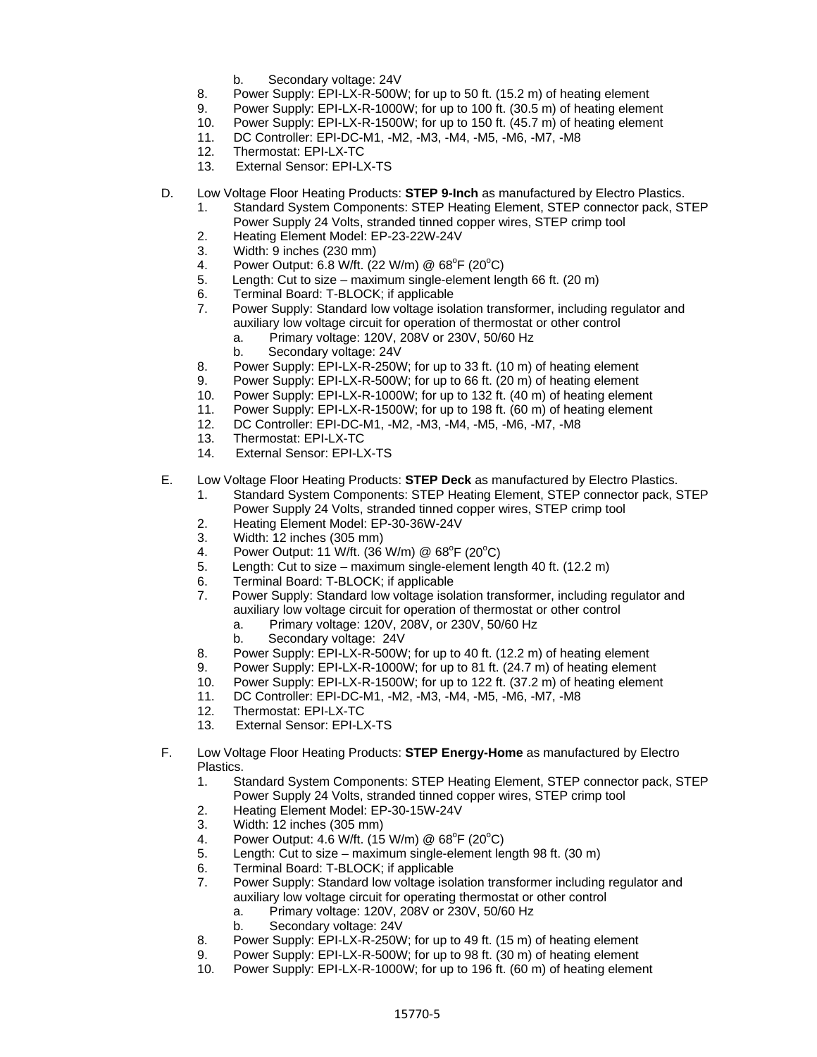b. Secondary voltage: 24V

8. Power Supply: EPI-LX-R-500W; for up to 50 ft. (15.2 m) of heating element
9. Power Supply: EPI-LX-R-1000W; for up to 100 ft. (30.5 m) of heating element
10. Power Supply: EPI-LX-R-1500W; for up to 150 ft. (45.7 m) of heating element
11. DC Controller: EPI-DC-M1, -M2, -M3, -M4, -M5, -M6, -M7, -M8
12. Thermostat: EPI-LX-TC
13. External Sensor: EPI-LX-TS

D. Low Voltage Floor Heating Products: **STEP 9-Inch** as manufactured by Electro Plastics.

1. Standard System Components: STEP Heating Element, STEP connector pack, STEP Power Supply 24 Volts, stranded tinned copper wires, STEP crimp tool
2. Heating Element Model: EP-23-22W-24V
3. Width: 9 inches (230 mm)
4. Power Output: 6.8 W/ft. (22 W/m) @ 68$^{o}$F (20$^{o}$C)
5. Length: Cut to size – maximum single-element length 66 ft. (20 m)
6. Terminal Board: T-BLOCK; if applicable
7. Power Supply: Standard low voltage isolation transformer, including regulator and auxiliary low voltage circuit for operation of thermostat or other control
   a. Primary voltage: 120V, 208V or 230V, 50/60 Hz
   b. Secondary voltage: 24V
8. Power Supply: EPI-LX-R-250W; for up to 33 ft. (10 m) of heating element
9. Power Supply: EPI-LX-R-500W; for up to 66 ft. (20 m) of heating element
10. Power Supply: EPI-LX-R-1000W; for up to 132 ft. (40 m) of heating element
11. Power Supply: EPI-LX-R-1500W; for up to 198 ft. (60 m) of heating element
12. DC Controller: EPI-DC-M1, -M2, -M3, -M4, -M5, -M6, -M7, -M8
13. Thermostat: EPI-LX-TC
14. External Sensor: EPI-LX-TS

E. Low Voltage Floor Heating Products: **STEP Deck** as manufactured by Electro Plastics.

1. Standard System Components: STEP Heating Element, STEP connector pack, STEP Power Supply 24 Volts, stranded tinned copper wires, STEP crimp tool
2. Heating Element Model: EP-30-36W-24V
3. Width: 12 inches (305 mm)
4. Power Output: 11 W/ft. (36 W/m) @ 68$^{o}$F (20$^{o}$C)
5. Length: Cut to size – maximum single-element length 40 ft. (12.2 m)
6. Terminal Board: T-BLOCK; if applicable
7. Power Supply: Standard low voltage isolation transformer, including regulator and auxiliary low voltage circuit for operation of thermostat or other control
   a. Primary voltage: 120V, 208V, or 230V, 50/60 Hz
   b. Secondary voltage: 24V
8. Power Supply: EPI-LX-R-500W; for up to 40 ft. (12.2 m) of heating element
9. Power Supply: EPI-LX-R-1000W; for up to 81 ft. (24.7 m) of heating element
10. Power Supply: EPI-LX-R-1500W; for up to 122 ft. (37.2 m) of heating element
11. DC Controller: EPI-DC-M1, -M2, -M3, -M4, -M5, -M6, -M7, -M8
12. Thermostat: EPI-LX-TC
13. External Sensor: EPI-LX-TS

F. Low Voltage Floor Heating Products: **STEP Energy-Home** as manufactured by Electro Plastics.

1. Standard System Components: STEP Heating Element, STEP connector pack, STEP Power Supply 24 Volts, stranded tinned copper wires, STEP crimp tool
2. Heating Element Model: EP-30-15W-24V
3. Width: 12 inches (305 mm)
4. Power Output: 4.6 W/ft. (15 W/m) @ 68$^{o}$F (20$^{o}$C)
5. Length: Cut to size – maximum single-element length 98 ft. (30 m)
6. Terminal Board: T-BLOCK; if applicable
7. Power Supply: Standard low voltage isolation transformer including regulator and auxiliary low voltage circuit for operating thermostat or other control
   a. Primary voltage: 120V, 208V or 230V, 50/60 Hz
   b. Secondary voltage: 24V
8. Power Supply: EPI-LX-R-250W; for up to 49 ft. (15 m) of heating element
9. Power Supply: EPI-LX-R-500W; for up to 98 ft. (30 m) of heating element
10. Power Supply: EPI-LX-R-1000W; for up to 196 ft. (60 m) of heating element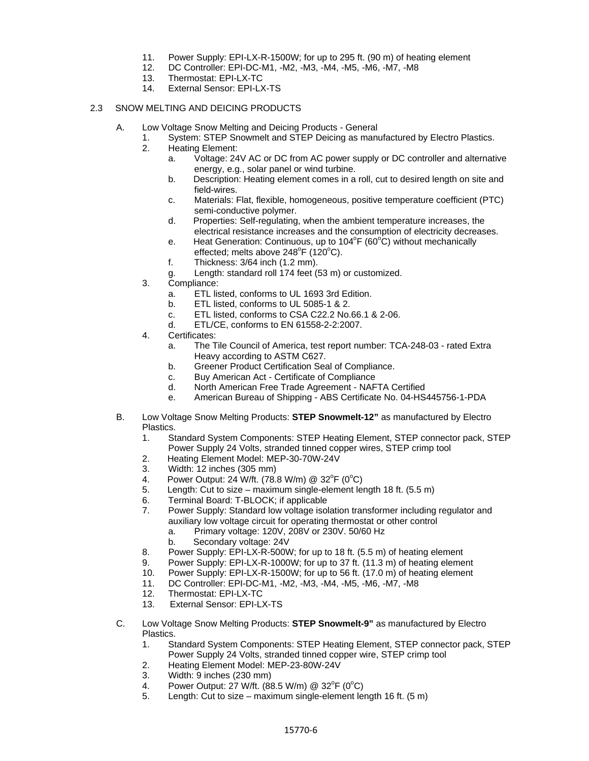11. Power Supply: EPI-LX-R-1500W; for up to 295 ft. (90 m) of heating element
12. DC Controller: EPI-DC-M1, -M2, -M3, -M4, -M5, -M6, -M7, -M8
13. Thermostat: EPI-LX-TC
14. External Sensor: EPI-LX-TS

2.3 SNOW MELTING AND DEICING PRODUCTS

A. Low Voltage Snow Melting and Deicing Products - General
   1. System: STEP Snowmelt and STEP Deicing as manufactured by Electro Plastics.
   2. Heating Element:
      a. Voltage: 24V AC or DC from AC power supply or DC controller and alternative energy, e.g., solar panel or wind turbine.
      b. Description: Heating element comes in a roll, cut to desired length on site and field-wires.
      c. Materials: Flat, flexible, homogeneous, positive temperature coefficient (PTC) semi-conductive polymer.
      d. Properties: Self-regulating, when the ambient temperature increases, the electrical resistance increases and the consumption of electricity decreases.
      e. Heat Generation: Continuous, up to 104$^{o}$F (60$^{o}$C) without mechanically effected; melts above 248$^{o}$F (120$^{o}$C).
      f. Thickness: 3/64 inch (1.2 mm).
      g. Length: standard roll 174 feet (53 m) or customized.
   3. Compliance:
      a. ETL listed, conforms to UL 1693 3rd Edition.
      b. ETL listed, conforms to UL 5085-1 & 2.
      c. ETL listed, conforms to CSA C22.2 No.66.1 & 2-06.
      d. ETL/CE, conforms to EN 61558-2-2:2007.
   4. Certificates:
      a. The Tile Council of America, test report number: TCA-248-03 - rated Extra Heavy according to ASTM C627.
      b. Greener Product Certification Seal of Compliance.
      c. Buy American Act - Certificate of Compliance
      d. North American Free Trade Agreement - NAFTA Certified
      e. American Bureau of Shipping - ABS Certificate No. 04-HS445756-1-PDA

B. Low Voltage Snow Melting Products: **STEP Snowmelt-12"** as manufactured by Electro Plastics.
   1. Standard System Components: STEP Heating Element, STEP connector pack, STEP Power Supply 24 Volts, stranded tinned copper wires, STEP crimp tool
   2. Heating Element Model: MEP-30-70W-24V
   3. Width: 12 inches (305 mm)
   4. Power Output: 24 W/ft. (78.8 W/m) @ 32$^{o}$F (0$^{o}$C)
   5. Length: Cut to size – maximum single-element length 18 ft. (5.5 m)
   6. Terminal Board: T-BLOCK; if applicable
   7. Power Supply: Standard low voltage isolation transformer including regulator and auxiliary low voltage circuit for operating thermostat or other control
      a. Primary voltage: 120V, 208V or 230V. 50/60 Hz
      b. Secondary voltage: 24V
   8. Power Supply: EPI-LX-R-500W; for up to 18 ft. (5.5 m) of heating element
   9. Power Supply: EPI-LX-R-1000W; for up to 37 ft. (11.3 m) of heating element
   10. Power Supply: EPI-LX-R-1500W; for up to 56 ft. (17.0 m) of heating element
   11. DC Controller: EPI-DC-M1, -M2, -M3, -M4, -M5, -M6, -M7, -M8
   12. Thermostat: EPI-LX-TC
   13. External Sensor: EPI-LX-TS

C. Low Voltage Snow Melting Products: **STEP Snowmelt-9"** as manufactured by Electro Plastics.
   1. Standard System Components: STEP Heating Element, STEP connector pack, STEP Power Supply 24 Volts, stranded tinned copper wire, STEP crimp tool
   2. Heating Element Model: MEP-23-80W-24V
   3. Width: 9 inches (230 mm)
   4. Power Output: 27 W/ft. (88.5 W/m) @ 32$^{o}$F (0$^{o}$C)
   5. Length: Cut to size – maximum single-element length 16 ft. (5 m)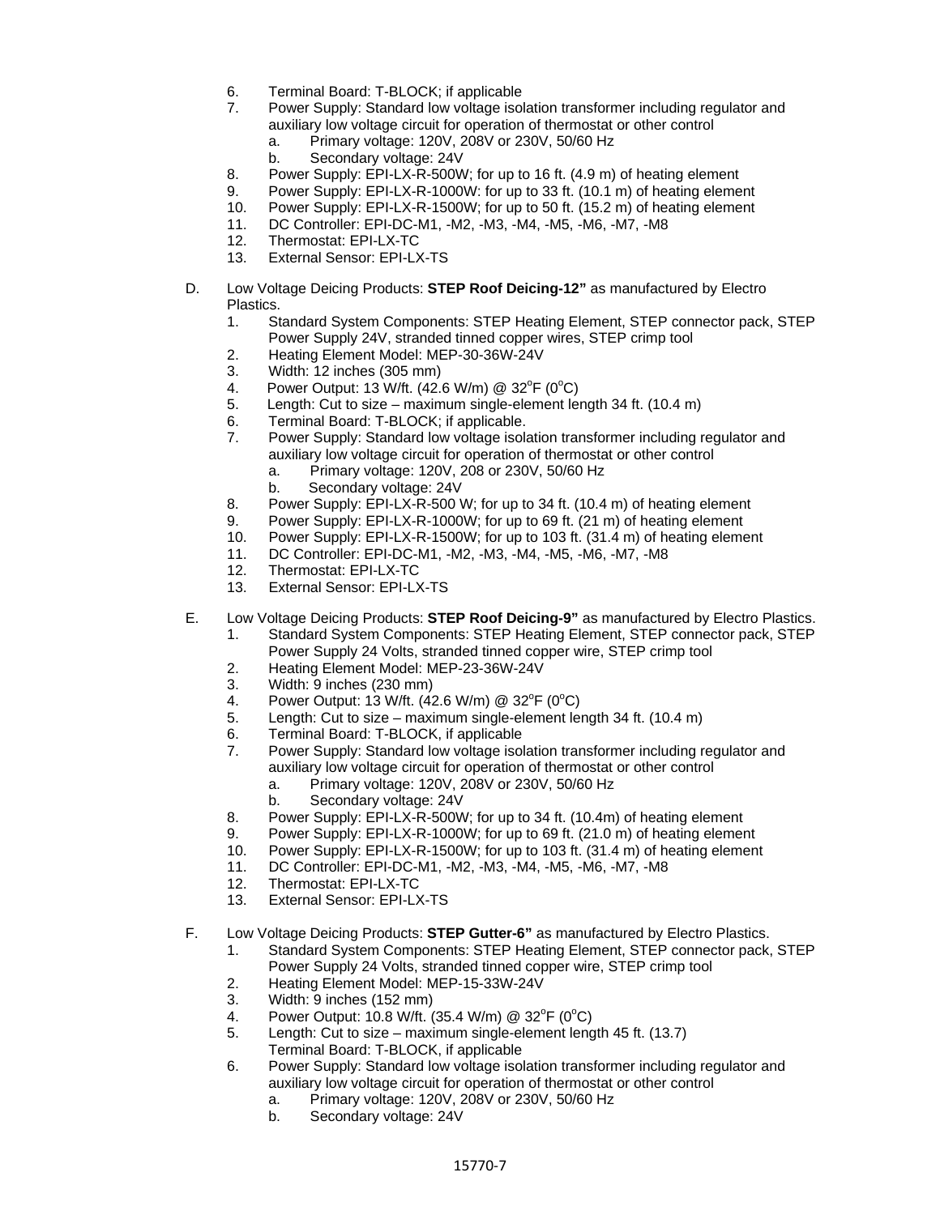6. Terminal Board: T-BLOCK; if applicable
7. Power Supply: Standard low voltage isolation transformer including regulator and auxiliary low voltage circuit for operation of thermostat or other control
   a. Primary voltage: 120V, 208V or 230V, 50/60 Hz
   b. Secondary voltage: 24V
8. Power Supply: EPI-LX-R-500W; for up to 16 ft. (4.9 m) of heating element
9. Power Supply: EPI-LX-R-1000W: for up to 33 ft. (10.1 m) of heating element
10. Power Supply: EPI-LX-R-1500W; for up to 50 ft. (15.2 m) of heating element
11. DC Controller: EPI-DC-M1, -M2, -M3, -M4, -M5, -M6, -M7, -M8
12. Thermostat: EPI-LX-TC
13. External Sensor: EPI-LX-TS

D. Low Voltage Deicing Products: **STEP Roof Deicing-12”** as manufactured by Electro Plastics.
1. Standard System Components: STEP Heating Element, STEP connector pack, STEP Power Supply 24V, stranded tinned copper wires, STEP crimp tool
2. Heating Element Model: MEP-30-36W-24V
3. Width: 12 inches (305 mm)
4. Power Output: 13 W/ft. (42.6 W/m) @ 32°F (0°C)
5. Length: Cut to size – maximum single-element length 34 ft. (10.4 m)
6. Terminal Board: T-BLOCK; if applicable.
7. Power Supply: Standard low voltage isolation transformer including regulator and auxiliary low voltage circuit for operation of thermostat or other control
   a. Primary voltage: 120V, 208 or 230V, 50/60 Hz
   b. Secondary voltage: 24V
8. Power Supply: EPI-LX-R-500 W; for up to 34 ft. (10.4 m) of heating element
9. Power Supply: EPI-LX-R-1000W; for up to 69 ft. (21 m) of heating element
10. Power Supply: EPI-LX-R-1500W; for up to 103 ft. (31.4 m) of heating element
11. DC Controller: EPI-DC-M1, -M2, -M3, -M4, -M5, -M6, -M7, -M8
12. Thermostat: EPI-LX-TC
13. External Sensor: EPI-LX-TS

E. Low Voltage Deicing Products: **STEP Roof Deicing-9”** as manufactured by Electro Plastics.
1. Standard System Components: STEP Heating Element, STEP connector pack, STEP Power Supply 24 Volts, stranded tinned copper wire, STEP crimp tool
2. Heating Element Model: MEP-23-36W-24V
3. Width: 9 inches (230 mm)
4. Power Output: 13 W/ft. (42.6 W/m) @ 32°F (0°C)
5. Length: Cut to size – maximum single-element length 34 ft. (10.4 m)
6. Terminal Board: T-BLOCK, if applicable
7. Power Supply: Standard low voltage isolation transformer including regulator and auxiliary low voltage circuit for operation of thermostat or other control
   a. Primary voltage: 120V, 208V or 230V, 50/60 Hz
   b. Secondary voltage: 24V
8. Power Supply: EPI-LX-R-500W; for up to 34 ft. (10.4m) of heating element
9. Power Supply: EPI-LX-R-1000W; for up to 69 ft. (21.0 m) of heating element
10. Power Supply: EPI-LX-R-1500W; for up to 103 ft. (31.4 m) of heating element
11. DC Controller: EPI-DC-M1, -M2, -M3, -M4, -M5, -M6, -M7, -M8
12. Thermostat: EPI-LX-TC
13. External Sensor: EPI-LX-TS

F. Low Voltage Deicing Products: **STEP Gutter-6”** as manufactured by Electro Plastics.
1. Standard System Components: STEP Heating Element, STEP connector pack, STEP Power Supply 24 Volts, stranded tinned copper wire, STEP crimp tool
2. Heating Element Model: MEP-15-33W-24V
3. Width: 9 inches (152 mm)
4. Power Output: 10.8 W/ft. (35.4 W/m) @ 32°F (0°C)
5. Length: Cut to size – maximum single-element length 45 ft. (13.7)
   Terminal Board: T-BLOCK, if applicable
6. Power Supply: Standard low voltage isolation transformer including regulator and auxiliary low voltage circuit for operation of thermostat or other control
   a. Primary voltage: 120V, 208V or 230V, 50/60 Hz
   b. Secondary voltage: 24V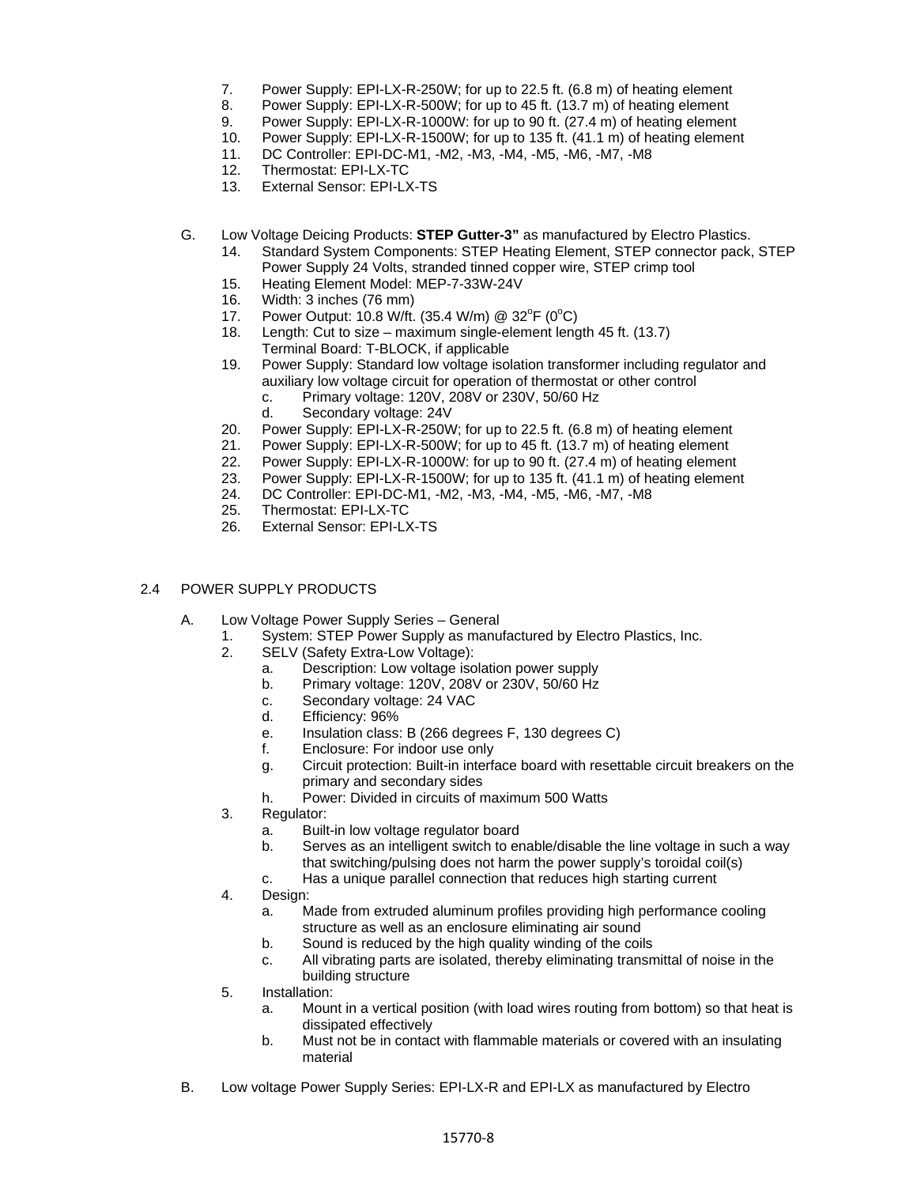7. Power Supply: EPI-LX-R-250W; for up to 22.5 ft. (6.8 m) of heating element
8. Power Supply: EPI-LX-R-500W; for up to 45 ft. (13.7 m) of heating element
9. Power Supply: EPI-LX-R-1000W: for up to 90 ft. (27.4 m) of heating element
10. Power Supply: EPI-LX-R-1500W; for up to 135 ft. (41.1 m) of heating element
11. DC Controller: EPI-DC-M1, -M2, -M3, -M4, -M5, -M6, -M7, -M8
12. Thermostat: EPI-LX-TC
13. External Sensor: EPI-LX-TS

G. Low Voltage Deicing Products: **STEP Gutter-3"** as manufactured by Electro Plastics.

14. Standard System Components: STEP Heating Element, STEP connector pack, STEP Power Supply 24 Volts, stranded tinned copper wire, STEP crimp tool
15. Heating Element Model: MEP-7-33W-24V
16. Width: 3 inches (76 mm)
17. Power Output: 10.8 W/ft. (35.4 W/m) @ 32$^{o}$F (0$^{o}$C)
18. Length: Cut to size – maximum single-element length 45 ft. (13.7)
    Terminal Board: T-BLOCK, if applicable
19. Power Supply: Standard low voltage isolation transformer including regulator and auxiliary low voltage circuit for operation of thermostat or other control
    c. Primary voltage: 120V, 208V or 230V, 50/60 Hz
    d. Secondary voltage: 24V
20. Power Supply: EPI-LX-R-250W; for up to 22.5 ft. (6.8 m) of heating element
21. Power Supply: EPI-LX-R-500W; for up to 45 ft. (13.7 m) of heating element
22. Power Supply: EPI-LX-R-1000W: for up to 90 ft. (27.4 m) of heating element
23. Power Supply: EPI-LX-R-1500W; for up to 135 ft. (41.1 m) of heating element
24. DC Controller: EPI-DC-M1, -M2, -M3, -M4, -M5, -M6, -M7, -M8
25. Thermostat: EPI-LX-TC
26. External Sensor: EPI-LX-TS

2.4 POWER SUPPLY PRODUCTS

A. Low Voltage Power Supply Series – General

1. System: STEP Power Supply as manufactured by Electro Plastics, Inc.
2. SELV (Safety Extra-Low Voltage):
    a. Description: Low voltage isolation power supply
    b. Primary voltage: 120V, 208V or 230V, 50/60 Hz
    c. Secondary voltage: 24 VAC
    d. Efficiency: 96%
    e. Insulation class: B (266 degrees F, 130 degrees C)
    f. Enclosure: For indoor use only
    g. Circuit protection: Built-in interface board with resettable circuit breakers on the primary and secondary sides
    h. Power: Divided in circuits of maximum 500 Watts
3. Regulator:
    a. Built-in low voltage regulator board
    b. Serves as an intelligent switch to enable/disable the line voltage in such a way that switching/pulsing does not harm the power supply's toroidal coil(s)
    c. Has a unique parallel connection that reduces high starting current
4. Design:
    a. Made from extruded aluminum profiles providing high performance cooling structure as well as an enclosure eliminating air sound
    b. Sound is reduced by the high quality winding of the coils
    c. All vibrating parts are isolated, thereby eliminating transmittal of noise in the building structure
5. Installation:
    a. Mount in a vertical position (with load wires routing from bottom) so that heat is dissipated effectively
    b. Must not be in contact with flammable materials or covered with an insulating material

B. Low voltage Power Supply Series: EPI-LX-R and EPI-LX as manufactured by Electro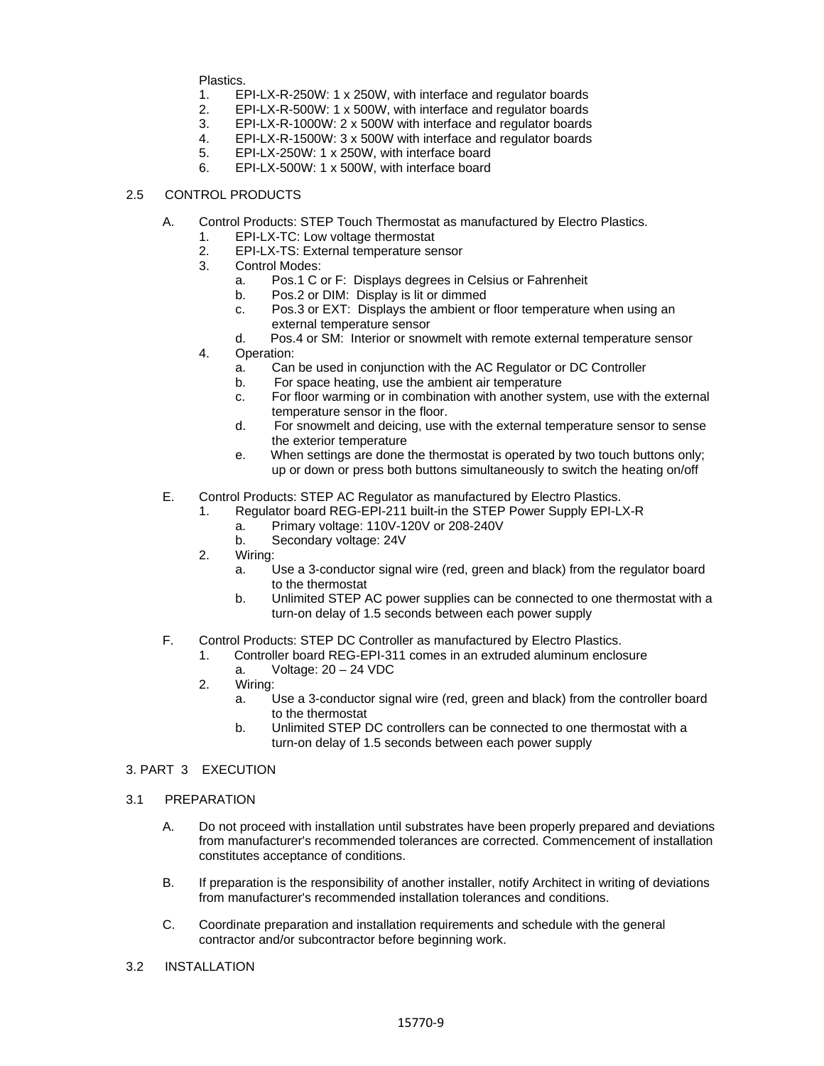Plastics.

1. EPI-LX-R-250W: 1 x 250W, with interface and regulator boards
2. EPI-LX-R-500W: 1 x 500W, with interface and regulator boards
3. EPI-LX-R-1000W: 2 x 500W with interface and regulator boards
4. EPI-LX-R-1500W: 3 x 500W with interface and regulator boards
5. EPI-LX-250W: 1 x 250W, with interface board
6. EPI-LX-500W: 1 x 500W, with interface board

## 2.5 CONTROL PRODUCTS

A. Control Products: STEP Touch Thermostat as manufactured by Electro Plastics.
   1. EPI-LX-TC: Low voltage thermostat
   2. EPI-LX-TS: External temperature sensor
   3. Control Modes:
      a. Pos.1 C or F: Displays degrees in Celsius or Fahrenheit
      b. Pos.2 or DIM: Display is lit or dimmed
      c. Pos.3 or EXT: Displays the ambient or floor temperature when using an external temperature sensor
      d. Pos.4 or SM: Interior or snowmelt with remote external temperature sensor
   4. Operation:
      a. Can be used in conjunction with the AC Regulator or DC Controller
      b. For space heating, use the ambient air temperature
      c. For floor warming or in combination with another system, use with the external temperature sensor in the floor.
      d. For snowmelt and deicing, use with the external temperature sensor to sense the exterior temperature
      e. When settings are done the thermostat is operated by two touch buttons only; up or down or press both buttons simultaneously to switch the heating on/off

E. Control Products: STEP AC Regulator as manufactured by Electro Plastics.
   1. Regulator board REG-EPI-211 built-in the STEP Power Supply EPI-LX-R
      a. Primary voltage: 110V-120V or 208-240V
      b. Secondary voltage: 24V
   2. Wiring:
      a. Use a 3-conductor signal wire (red, green and black) from the regulator board to the thermostat
      b. Unlimited STEP AC power supplies can be connected to one thermostat with a turn-on delay of 1.5 seconds between each power supply

F. Control Products: STEP DC Controller as manufactured by Electro Plastics.
   1. Controller board REG-EPI-311 comes in an extruded aluminum enclosure
      a. Voltage: 20 – 24 VDC
   2. Wiring:
      a. Use a 3-conductor signal wire (red, green and black) from the controller board to the thermostat
      b. Unlimited STEP DC controllers can be connected to one thermostat with a turn-on delay of 1.5 seconds between each power supply

# 3. PART 3 EXECUTION

## 3.1 PREPARATION

A. Do not proceed with installation until substrates have been properly prepared and deviations from manufacturer's recommended tolerances are corrected. Commencement of installation constitutes acceptance of conditions.

B. If preparation is the responsibility of another installer, notify Architect in writing of deviations from manufacturer's recommended installation tolerances and conditions.

C. Coordinate preparation and installation requirements and schedule with the general contractor and/or subcontractor before beginning work.

## 3.2 INSTALLATION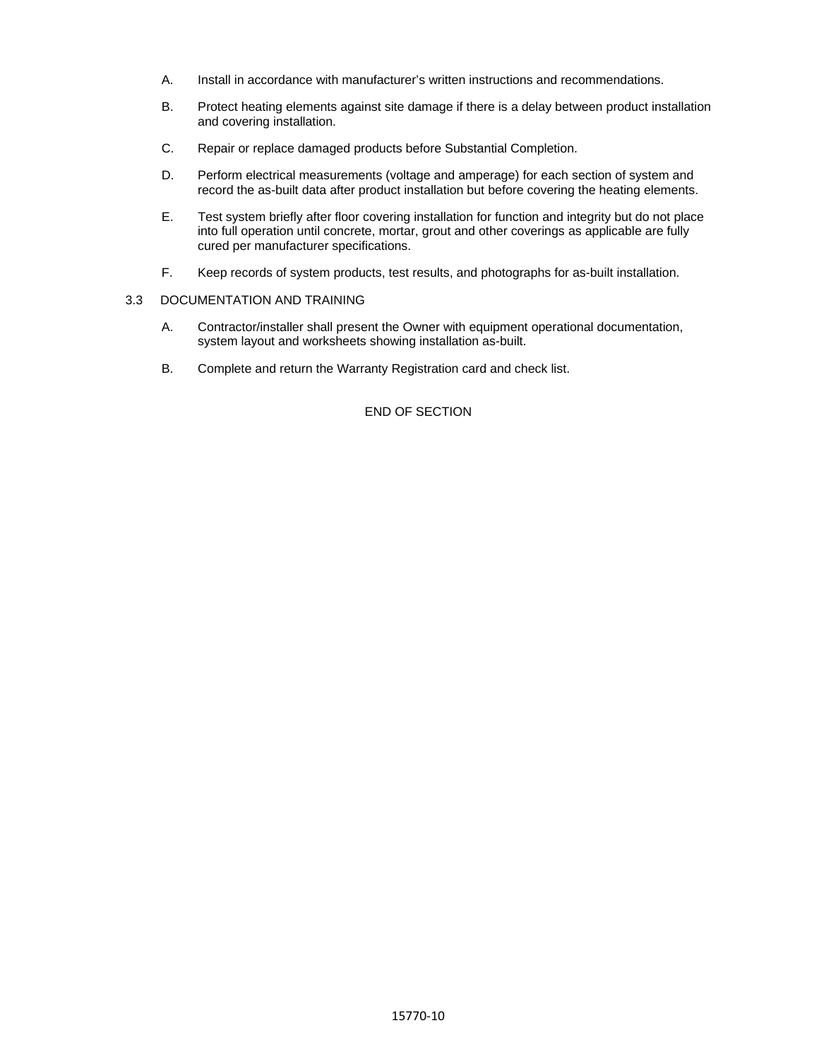A. Install in accordance with manufacturer's written instructions and recommendations.

B. Protect heating elements against site damage if there is a delay between product installation and covering installation.

C. Repair or replace damaged products before Substantial Completion.

D. Perform electrical measurements (voltage and amperage) for each section of system and record the as-built data after product installation but before covering the heating elements.

E. Test system briefly after floor covering installation for function and integrity but do not place into full operation until concrete, mortar, grout and other coverings as applicable are fully cured per manufacturer specifications.

F. Keep records of system products, test results, and photographs for as-built installation.

## 3.3 DOCUMENTATION AND TRAINING

A. Contractor/installer shall present the Owner with equipment operational documentation, system layout and worksheets showing installation as-built.

B. Complete and return the Warranty Registration card and check list.

END OF SECTION